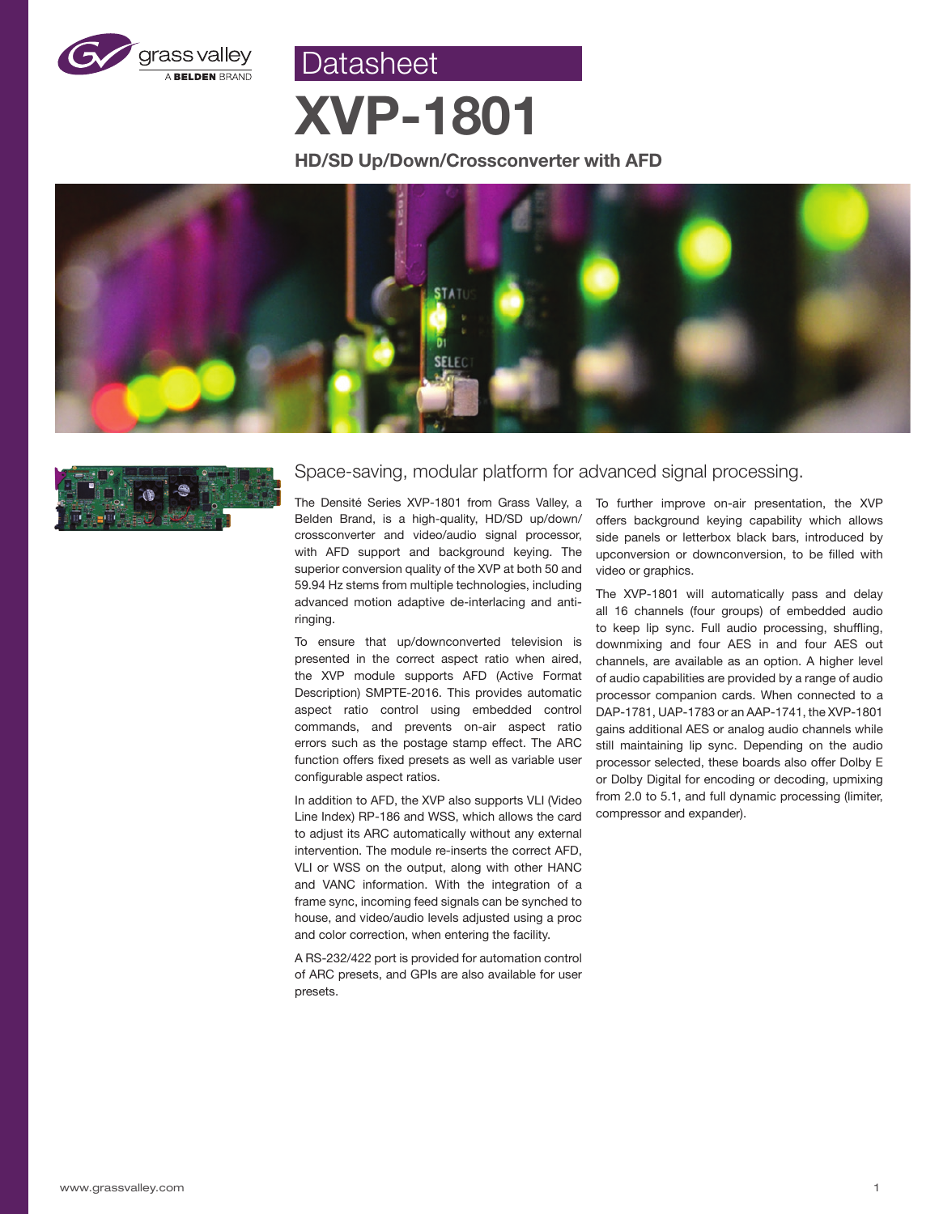Datasheet

# XVP-1801

**HD/SD Up/Down/Crossconverter with AFD**

## Space-saving, modular platform for advanced signal processing.

The Densité Series XVP-1801 from Grass Valley, a Belden Brand, is a high-quality, HD/SD up/down/crossconverter and video/audio signal processor, with AFD support and background keying. The superior conversion quality of the XVP at both 50 and 59.94 Hz stems from multiple technologies, including advanced motion adaptive de-interlacing and anti-ringing.

To ensure that up/downconverted television is presented in the correct aspect ratio when aired, the XVP module supports AFD (Active Format Description) SMPTE-2016. This provides automatic aspect ratio control using embedded control commands, and prevents on-air aspect ratio errors such as the postage stamp effect. The ARC function offers fixed presets as well as variable user configurable aspect ratios.

In addition to AFD, the XVP also supports VLI (Video Line Index) RP-186 and WSS, which allows the card to adjust its ARC automatically without any external intervention. The module re-inserts the correct AFD, VLI or WSS on the output, along with other HANC and VANC information. With the integration of a frame sync, incoming feed signals can be synched to house, and video/audio levels adjusted using a proc and color correction, when entering the facility.

A RS-232/422 port is provided for automation control of ARC presets, and GPIs are also available for user presets.

To further improve on-air presentation, the XVP offers background keying capability which allows side panels or letterbox black bars, introduced by upconversion or downconversion, to be filled with video or graphics.

The XVP-1801 will automatically pass and delay all 16 channels (four groups) of embedded audio to keep lip sync. Full audio processing, shuffling, downmixing and four AES in and four AES out channels, are available as an option. A higher level of audio capabilities are provided by a range of audio processor companion cards. When connected to a DAP-1781, UAP-1783 or an AAP-1741, the XVP-1801 gains additional AES or analog audio channels while still maintaining lip sync. Depending on the audio processor selected, these boards also offer Dolby E or Dolby Digital for encoding or decoding, upmixing from 2.0 to 5.1, and full dynamic processing (limiter, compressor and expander).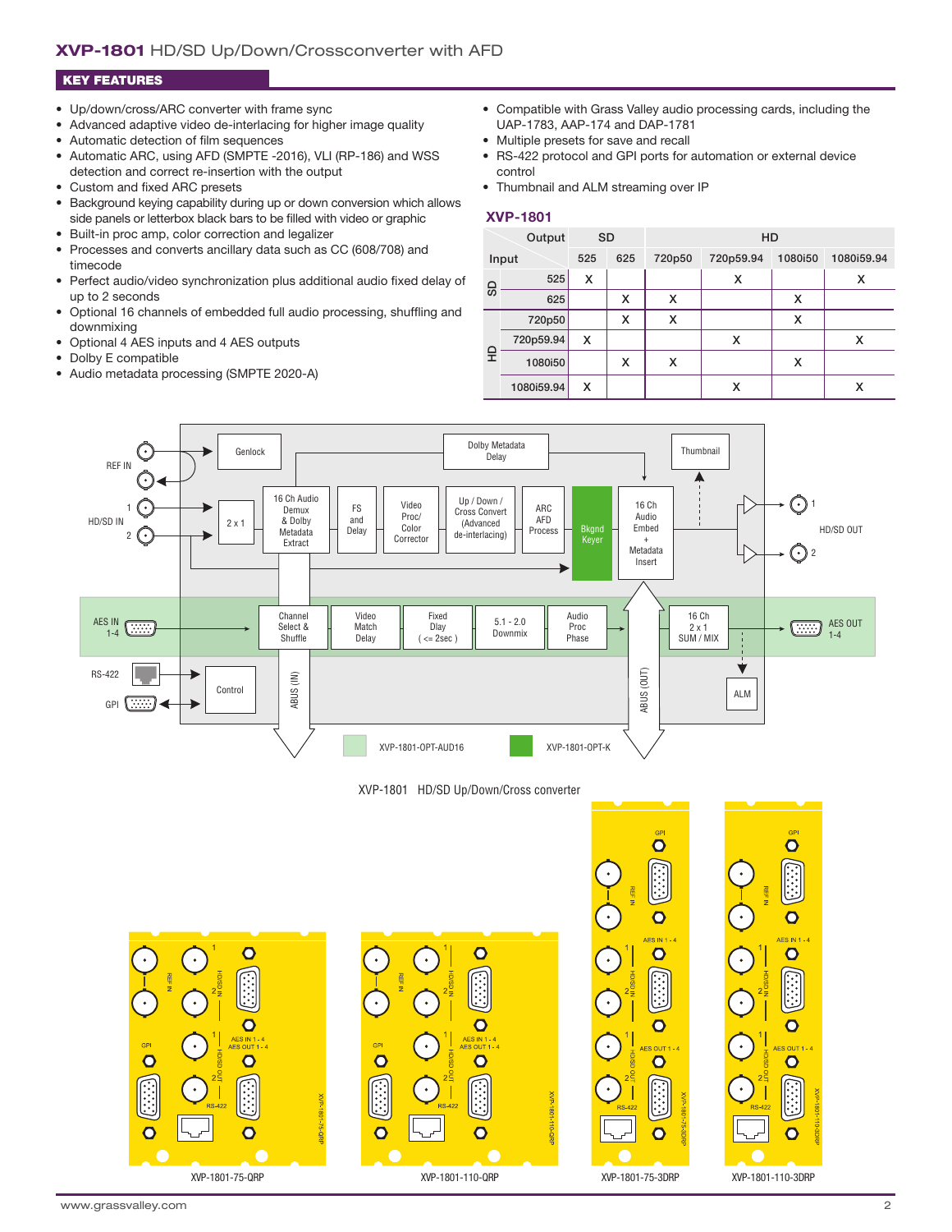# XVP-1801 HD/SD Up/Down/Crossconverter with AFD

## KEY FEATURES

- Up/down/cross/ARC converter with frame sync
- Advanced adaptive video de-interlacing for higher image quality
- Automatic detection of film sequences
- Automatic ARC, using AFD (SMPTE -2016), VLI (RP-186) and WSS detection and correct re-insertion with the output
- Custom and fixed ARC presets
- Background keying capability during up or down conversion which allows side panels or letterbox black bars to be filled with video or graphic
- Built-in proc amp, color correction and legalizer
- Processes and converts ancillary data such as CC (608/708) and timecode
- Perfect audio/video synchronization plus additional audio fixed delay of up to 2 seconds
- Optional 16 channels of embedded full audio processing, shuffling and downmixing
- Optional 4 AES inputs and 4 AES outputs
- Dolby E compatible
- Audio metadata processing (SMPTE 2020-A)
- Compatible with Grass Valley audio processing cards, including the UAP-1783, AAP-174 and DAP-1781
- Multiple presets for save and recall
- RS-422 protocol and GPI ports for automation or external device control
- Thumbnail and ALM streaming over IP

### XVP-1801

| | Output | SD | | HD | | | |
|---|---|---|---|---|---|---|---|
| Input | | 525 | 625 | 720p50 | 720p59.94 | 1080i50 | 1080i59.94 |
| SD | 525 | X | | | X | | X |
| | 625 | | X | X | | X | |
| HD | 720p50 | | X | X | | X | |
| | 720p59.94 | X | | | X | | X |
| | 1080i50 | | X | X | | X | |
| | 1080i59.94 | X | | | X | | X |

XVP-1801-OPT-AUD16    XVP-1801-OPT-K

XVP-1801 HD/SD Up/Down/Cross converter

XVP-1801-75-QRP    XVP-1801-110-QRP    XVP-1801-75-3DRP    XVP-1801-110-3DRP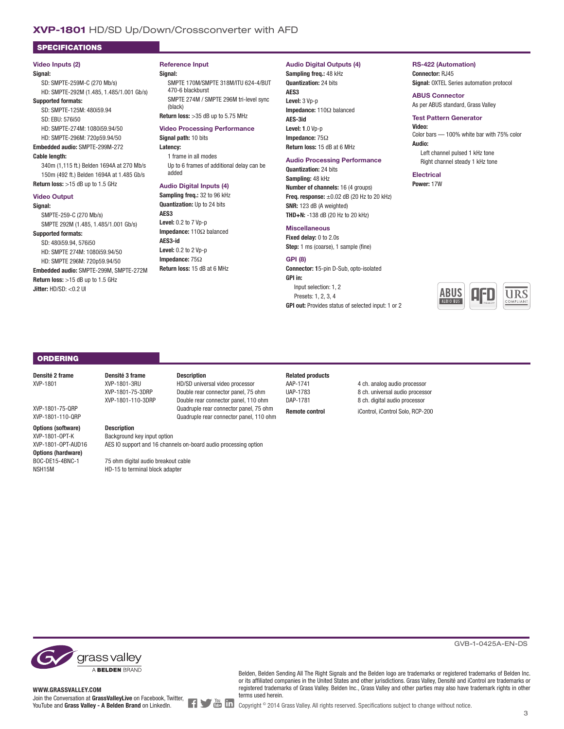# XVP-1801 HD/SD Up/Down/Crossconverter with AFD

## SPECIFICATIONS

### Video Inputs (2)

**Signal:**
- SD: SMPTE-259M-C (270 Mb/s)
- HD: SMPTE-292M (1.485, 1.485/1.001 Gb/s)

**Supported formats:**
- SD: SMPTE-125M: 480i59.94
- SD: EBU: 576i50
- HD: SMPTE-274M: 1080i59.94/50
- HD: SMPTE-296M: 720p59.94/50

**Embedded audio:** SMPTE-299M-272

**Cable length:**
- 340m (1,115 ft.) Belden 1694A at 270 Mb/s
- 150m (492 ft.) Belden 1694A at 1.485 Gb/s

**Return loss:** >15 dB up to 1.5 GHz

### Video Output

**Signal:**
- SMPTE-259-C (270 Mb/s)
- SMPTE 292M (1.485, 1.485/1.001 Gb/s)

**Supported formats:**
- SD: 480i59.94, 576i50
- HD: SMPTE 274M: 1080i59.94/50
- HD: SMPTE 296M: 720p59.94/50

**Embedded audio:** SMPTE-299M, SMPTE-272M

**Return loss:** >15 dB up to 1.5 GHz

**Jitter:** HD/SD: <0.2 UI

### Reference Input

**Signal:**
- SMPTE 170M/SMPTE 318M/ITU 624-4/BUT 470-6 blackburst
- SMPTE 274M / SMPTE 296M tri-level sync (black)

**Return loss:** >35 dB up to 5.75 MHz

### Video Processing Performance

**Signal path:** 10 bits

**Latency:**
- 1 frame in all modes
- Up to 6 frames of additional delay can be added

### Audio Digital Inputs (4)

**Sampling freq.:** 32 to 96 kHz

**Quantization:** Up to 24 bits

**AES3**

**Level:** 0.2 to 7 Vp-p

**Impedance:** 110Ω balanced

**AES3-id**

**Level:** 0.2 to 2 Vp-p

**Impedance:** 75Ω

**Return loss:** 15 dB at 6 MHz

### Audio Digital Outputs (4)

**Sampling freq.:** 48 kHz

**Quantization:** 24 bits

**AES3**

**Level:** 3 Vp-p

**Impedance:** 110Ω balanced

**AES-3id**

**Level:** 1.0 Vp-p

**Impedance:** 75Ω

**Return loss:** 15 dB at 6 MHz

### Audio Processing Performance

**Quantization:** 24 bits

**Sampling:** 48 kHz

**Number of channels:** 16 (4 groups)

**Freq. response:** ±0.02 dB (20 Hz to 20 kHz)

**SNR:** 123 dB (A weighted)

**THD+N:** -138 dB (20 Hz to 20 kHz)

### Miscellaneous

**Fixed delay:** 0 to 2.0s

**Step:** 1 ms (coarse), 1 sample (fine)

### GPI (8)

**Connector:** 15-pin D-Sub, opto-isolated

**GPI in:**
- Input selection: 1, 2
- Presets: 1, 2, 3, 4

**GPI out:** Provides status of selected input: 1 or 2

### RS-422 (Automation)

**Connector:** RJ45

**Signal:** OXTEL Series automation protocol

### ABUS Connector

As per ABUS standard, Grass Valley

### Test Pattern Generator

**Video:**

Color bars — 100% white bar with 75% color

**Audio:**
- Left channel pulsed 1 kHz tone
- Right channel steady 1 kHz tone

### Electrical

**Power:** 17W

ABUS AUDIO BUS | AFD READY | URS COMPLIANT

## ORDERING

| Densité 2 frame | Densité 3 frame | Description |
|---|---|---|
| XVP-1801 | XVP-1801-3RU | HD/SD universal video processor |
| | XVP-1801-75-3DRP | Double rear connector panel, 75 ohm |
| | XVP-1801-110-3DRP | Double rear connector panel, 110 ohm |
| XVP-1801-75-QRP | | Quadruple rear connector panel, 75 ohm |
| XVP-1801-110-QRP | | Quadruple rear connector panel, 110 ohm |

| Options (software) | Description |
|---|---|
| XVP-1801-OPT-K | Background key input option |
| XVP-1801-OPT-AUD16 | AES IO support and 16 channels on-board audio processing option |
| **Options (hardware)** | |
| BOC-DE15-4BNC-1 | 75 ohm digital audio breakout cable |
| NSH15M | HD-15 to terminal block adapter |

| Related products | |
|---|---|
| AAP-1741 | 4 ch. analog audio processor |
| UAP-1783 | 8 ch. universal audio processor |
| DAP-1781 | 8 ch. digital audio processor |
| **Remote control** | iControl, iControl Solo, RCP-200 |

GVB-1-0425A-EN-DS

grass valley — A BELDEN BRAND

**WWW.GRASSVALLEY.COM**

Join the Conversation at **GrassValleyLive** on Facebook, Twitter, YouTube and **Grass Valley - A Belden Brand** on LinkedIn.

Belden, Belden Sending All The Right Signals and the Belden logo are trademarks or registered trademarks of Belden Inc. or its affiliated companies in the United States and other jurisdictions. Grass Valley, Densité and iControl are trademarks or registered trademarks of Grass Valley. Belden Inc., Grass Valley and other parties may also have trademark rights in other terms used herein.

Copyright © 2014 Grass Valley. All rights reserved. Specifications subject to change without notice.